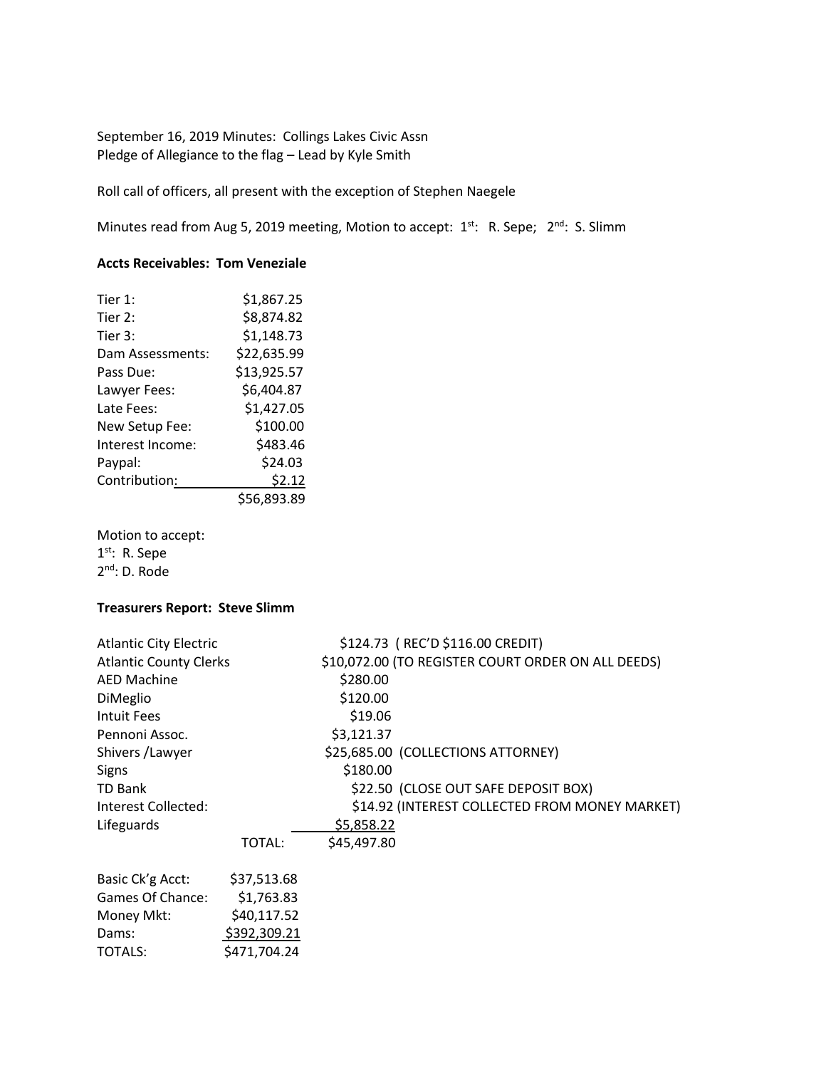September 16, 2019 Minutes: Collings Lakes Civic Assn
Pledge of Allegiance to the flag – Lead by Kyle Smith

Roll call of officers, all present with the exception of Stephen Naegele

Minutes read from Aug 5, 2019 meeting, Motion to accept: 1st: R. Sepe; 2nd: S. Slimm

**Accts Receivables: Tom Veneziale**

| | |
|---|---|
| Tier 1: | $1,867.25 |
| Tier 2: | $8,874.82 |
| Tier 3: | $1,148.73 |
| Dam Assessments: | $22,635.99 |
| Pass Due: | $13,925.57 |
| Lawyer Fees: | $6,404.87 |
| Late Fees: | $1,427.05 |
| New Setup Fee: | $100.00 |
| Interest Income: | $483.46 |
| Paypal: | $24.03 |
| Contribution: | $2.12 |
| | $56,893.89 |

Motion to accept:
1st: R. Sepe
2nd: D. Rode

**Treasurers Report: Steve Slimm**

| | | |
|---|---|---|
| Atlantic City Electric | | $124.73 ( REC'D $116.00 CREDIT) |
| Atlantic County Clerks | | $10,072.00 (TO REGISTER COURT ORDER ON ALL DEEDS) |
| AED Machine | | $280.00 |
| DiMeglio | | $120.00 |
| Intuit Fees | | $19.06 |
| Pennoni Assoc. | | $3,121.37 |
| Shivers /Lawyer | | $25,685.00 (COLLECTIONS ATTORNEY) |
| Signs | | $180.00 |
| TD Bank | | $22.50 (CLOSE OUT SAFE DEPOSIT BOX) |
| Interest Collected: | | $14.92 (INTEREST COLLECTED FROM MONEY MARKET) |
| Lifeguards | | $5,858.22 |
| | TOTAL: | $45,497.80 |

| | |
|---|---|
| Basic Ck'g Acct: | $37,513.68 |
| Games Of Chance: | $1,763.83 |
| Money Mkt: | $40,117.52 |
| Dams: | $392,309.21 |
| TOTALS: | $471,704.24 |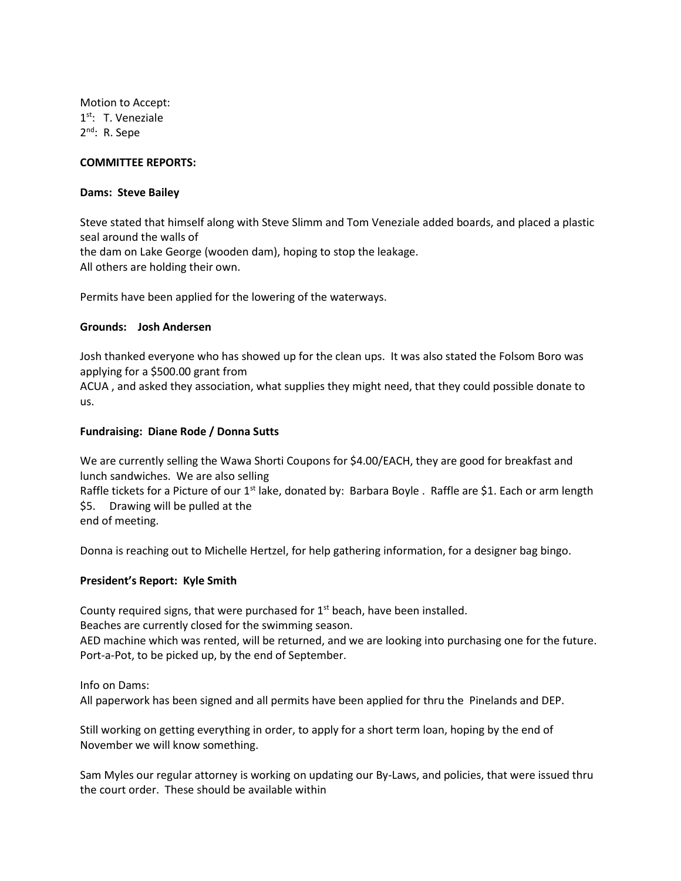Motion to Accept:
1st: T. Veneziale
2nd: R. Sepe

**COMMITTEE REPORTS:**

**Dams: Steve Bailey**

Steve stated that himself along with Steve Slimm and Tom Veneziale added boards, and placed a plastic seal around the walls of
the dam on Lake George (wooden dam), hoping to stop the leakage.
All others are holding their own.

Permits have been applied for the lowering of the waterways.

**Grounds: Josh Andersen**

Josh thanked everyone who has showed up for the clean ups. It was also stated the Folsom Boro was applying for a $500.00 grant from
ACUA , and asked they association, what supplies they might need, that they could possible donate to us.

**Fundraising: Diane Rode / Donna Sutts**

We are currently selling the Wawa Shorti Coupons for $4.00/EACH, they are good for breakfast and lunch sandwiches. We are also selling
Raffle tickets for a Picture of our 1st lake, donated by: Barbara Boyle . Raffle are $1. Each or arm length $5. Drawing will be pulled at the
end of meeting.

Donna is reaching out to Michelle Hertzel, for help gathering information, for a designer bag bingo.

**President's Report: Kyle Smith**

County required signs, that were purchased for 1st beach, have been installed.
Beaches are currently closed for the swimming season.
AED machine which was rented, will be returned, and we are looking into purchasing one for the future.
Port-a-Pot, to be picked up, by the end of September.

Info on Dams:
All paperwork has been signed and all permits have been applied for thru the Pinelands and DEP.

Still working on getting everything in order, to apply for a short term loan, hoping by the end of November we will know something.

Sam Myles our regular attorney is working on updating our By-Laws, and policies, that were issued thru the court order. These should be available within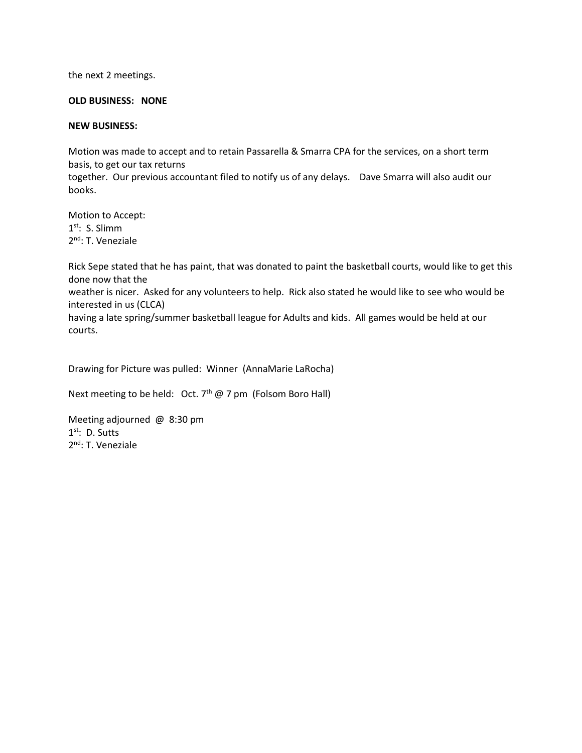the next 2 meetings.

**OLD BUSINESS: NONE**

**NEW BUSINESS:**

Motion was made to accept and to retain Passarella & Smarra CPA for the services, on a short term basis, to get our tax returns together. Our previous accountant filed to notify us of any delays. Dave Smarra will also audit our books.

Motion to Accept:
1st: S. Slimm
2nd: T. Veneziale

Rick Sepe stated that he has paint, that was donated to paint the basketball courts, would like to get this done now that the weather is nicer. Asked for any volunteers to help. Rick also stated he would like to see who would be interested in us (CLCA) having a late spring/summer basketball league for Adults and kids. All games would be held at our courts.

Drawing for Picture was pulled: Winner (AnnaMarie LaRocha)

Next meeting to be held: Oct. 7th @ 7 pm (Folsom Boro Hall)

Meeting adjourned @ 8:30 pm
1st: D. Sutts
2nd: T. Veneziale